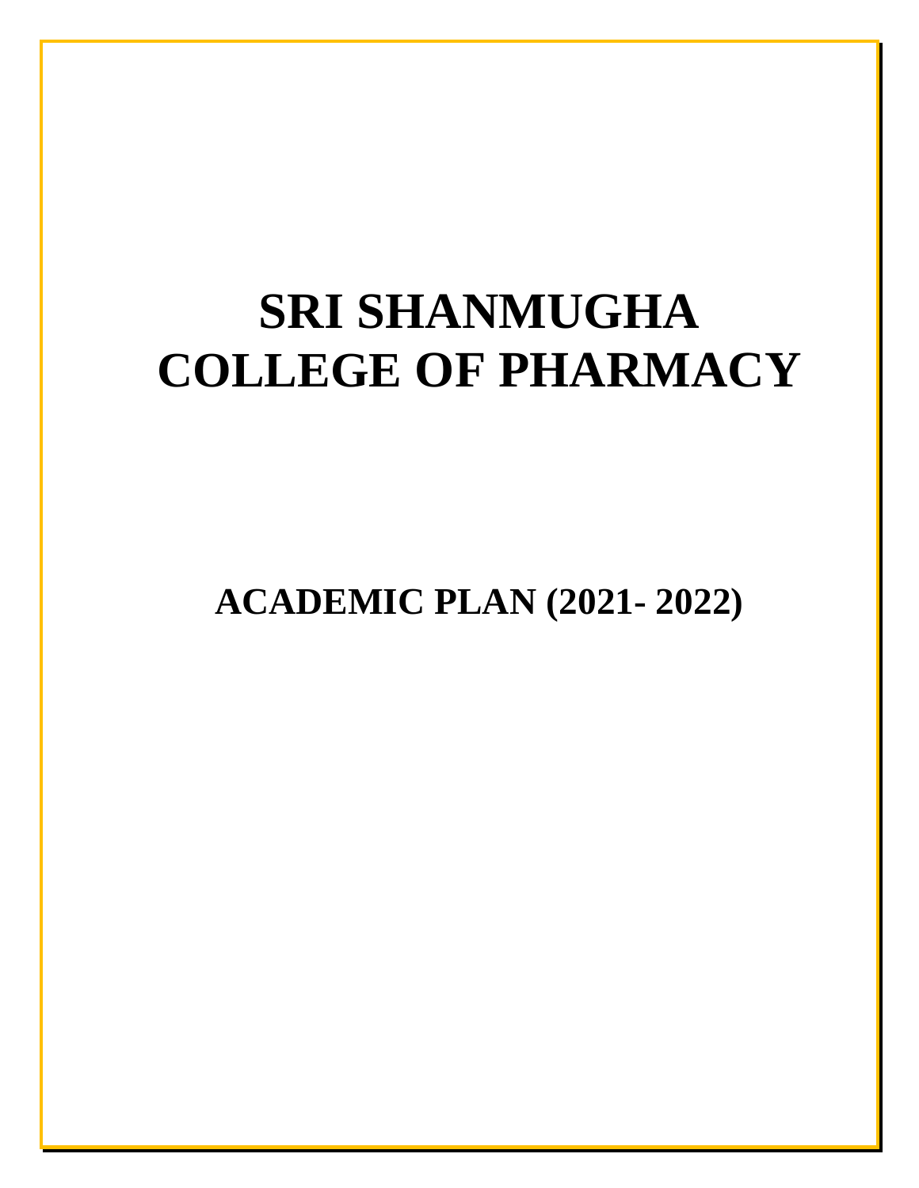# SRI SHANMUGHA COLLEGE OF PHARMACY

## ACADEMIC PLAN (2021- 2022)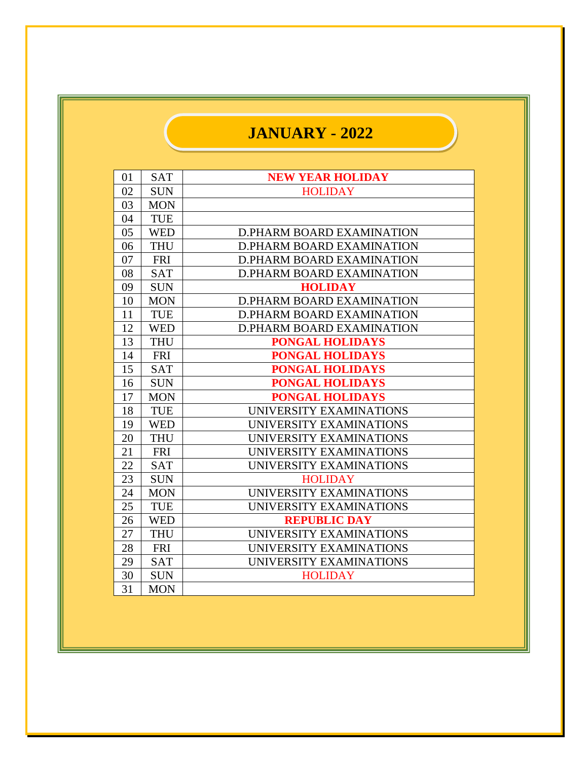# JANUARY - 2022

| 01 | SAT | **NEW YEAR HOLIDAY** |
|---|---|---|
| 02 | SUN | HOLIDAY |
| 03 | MON | |
| 04 | TUE | |
| 05 | WED | D.PHARM BOARD EXAMINATION |
| 06 | THU | D.PHARM BOARD EXAMINATION |
| 07 | FRI | D.PHARM BOARD EXAMINATION |
| 08 | SAT | D.PHARM BOARD EXAMINATION |
| 09 | SUN | **HOLIDAY** |
| 10 | MON | D.PHARM BOARD EXAMINATION |
| 11 | TUE | D.PHARM BOARD EXAMINATION |
| 12 | WED | D.PHARM BOARD EXAMINATION |
| 13 | THU | **PONGAL HOLIDAYS** |
| 14 | FRI | **PONGAL HOLIDAYS** |
| 15 | SAT | **PONGAL HOLIDAYS** |
| 16 | SUN | **PONGAL HOLIDAYS** |
| 17 | MON | **PONGAL HOLIDAYS** |
| 18 | TUE | UNIVERSITY EXAMINATIONS |
| 19 | WED | UNIVERSITY EXAMINATIONS |
| 20 | THU | UNIVERSITY EXAMINATIONS |
| 21 | FRI | UNIVERSITY EXAMINATIONS |
| 22 | SAT | UNIVERSITY EXAMINATIONS |
| 23 | SUN | HOLIDAY |
| 24 | MON | UNIVERSITY EXAMINATIONS |
| 25 | TUE | UNIVERSITY EXAMINATIONS |
| 26 | WED | **REPUBLIC DAY** |
| 27 | THU | UNIVERSITY EXAMINATIONS |
| 28 | FRI | UNIVERSITY EXAMINATIONS |
| 29 | SAT | UNIVERSITY EXAMINATIONS |
| 30 | SUN | HOLIDAY |
| 31 | MON | |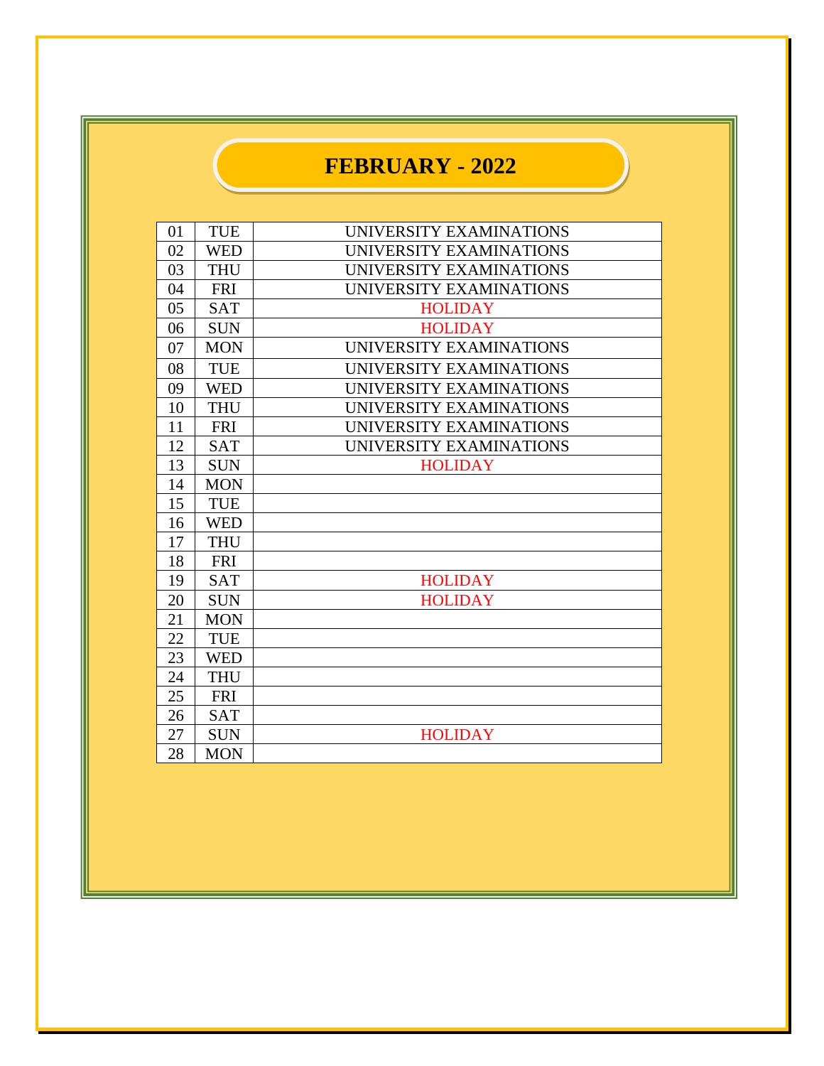# FEBRUARY - 2022

| | | |
|---|---|---|
| 01 | TUE | UNIVERSITY EXAMINATIONS |
| 02 | WED | UNIVERSITY EXAMINATIONS |
| 03 | THU | UNIVERSITY EXAMINATIONS |
| 04 | FRI | UNIVERSITY EXAMINATIONS |
| 05 | SAT | HOLIDAY |
| 06 | SUN | HOLIDAY |
| 07 | MON | UNIVERSITY EXAMINATIONS |
| 08 | TUE | UNIVERSITY EXAMINATIONS |
| 09 | WED | UNIVERSITY EXAMINATIONS |
| 10 | THU | UNIVERSITY EXAMINATIONS |
| 11 | FRI | UNIVERSITY EXAMINATIONS |
| 12 | SAT | UNIVERSITY EXAMINATIONS |
| 13 | SUN | HOLIDAY |
| 14 | MON | |
| 15 | TUE | |
| 16 | WED | |
| 17 | THU | |
| 18 | FRI | |
| 19 | SAT | HOLIDAY |
| 20 | SUN | HOLIDAY |
| 21 | MON | |
| 22 | TUE | |
| 23 | WED | |
| 24 | THU | |
| 25 | FRI | |
| 26 | SAT | |
| 27 | SUN | HOLIDAY |
| 28 | MON | |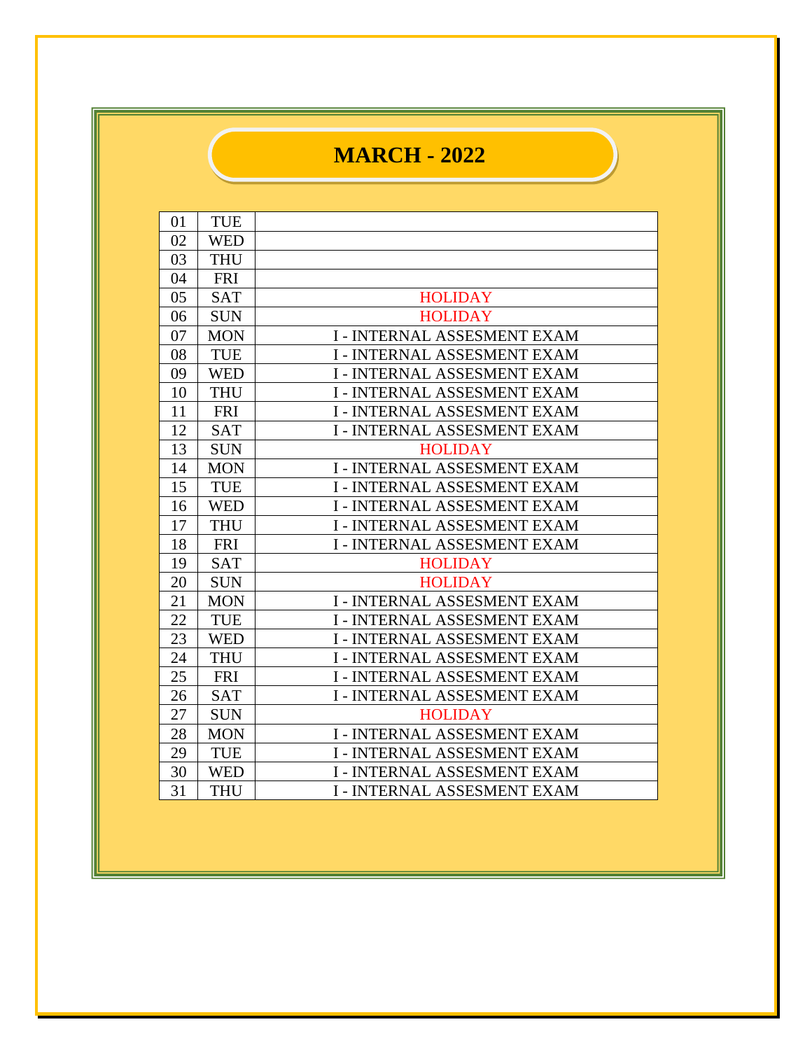# MARCH - 2022

| | | |
|---|---|---|
| 01 | TUE | |
| 02 | WED | |
| 03 | THU | |
| 04 | FRI | |
| 05 | SAT | HOLIDAY |
| 06 | SUN | HOLIDAY |
| 07 | MON | I - INTERNAL ASSESMENT EXAM |
| 08 | TUE | I - INTERNAL ASSESMENT EXAM |
| 09 | WED | I - INTERNAL ASSESMENT EXAM |
| 10 | THU | I - INTERNAL ASSESMENT EXAM |
| 11 | FRI | I - INTERNAL ASSESMENT EXAM |
| 12 | SAT | I - INTERNAL ASSESMENT EXAM |
| 13 | SUN | HOLIDAY |
| 14 | MON | I - INTERNAL ASSESMENT EXAM |
| 15 | TUE | I - INTERNAL ASSESMENT EXAM |
| 16 | WED | I - INTERNAL ASSESMENT EXAM |
| 17 | THU | I - INTERNAL ASSESMENT EXAM |
| 18 | FRI | I - INTERNAL ASSESMENT EXAM |
| 19 | SAT | HOLIDAY |
| 20 | SUN | HOLIDAY |
| 21 | MON | I - INTERNAL ASSESMENT EXAM |
| 22 | TUE | I - INTERNAL ASSESMENT EXAM |
| 23 | WED | I - INTERNAL ASSESMENT EXAM |
| 24 | THU | I - INTERNAL ASSESMENT EXAM |
| 25 | FRI | I - INTERNAL ASSESMENT EXAM |
| 26 | SAT | I - INTERNAL ASSESMENT EXAM |
| 27 | SUN | HOLIDAY |
| 28 | MON | I - INTERNAL ASSESMENT EXAM |
| 29 | TUE | I - INTERNAL ASSESMENT EXAM |
| 30 | WED | I - INTERNAL ASSESMENT EXAM |
| 31 | THU | I - INTERNAL ASSESMENT EXAM |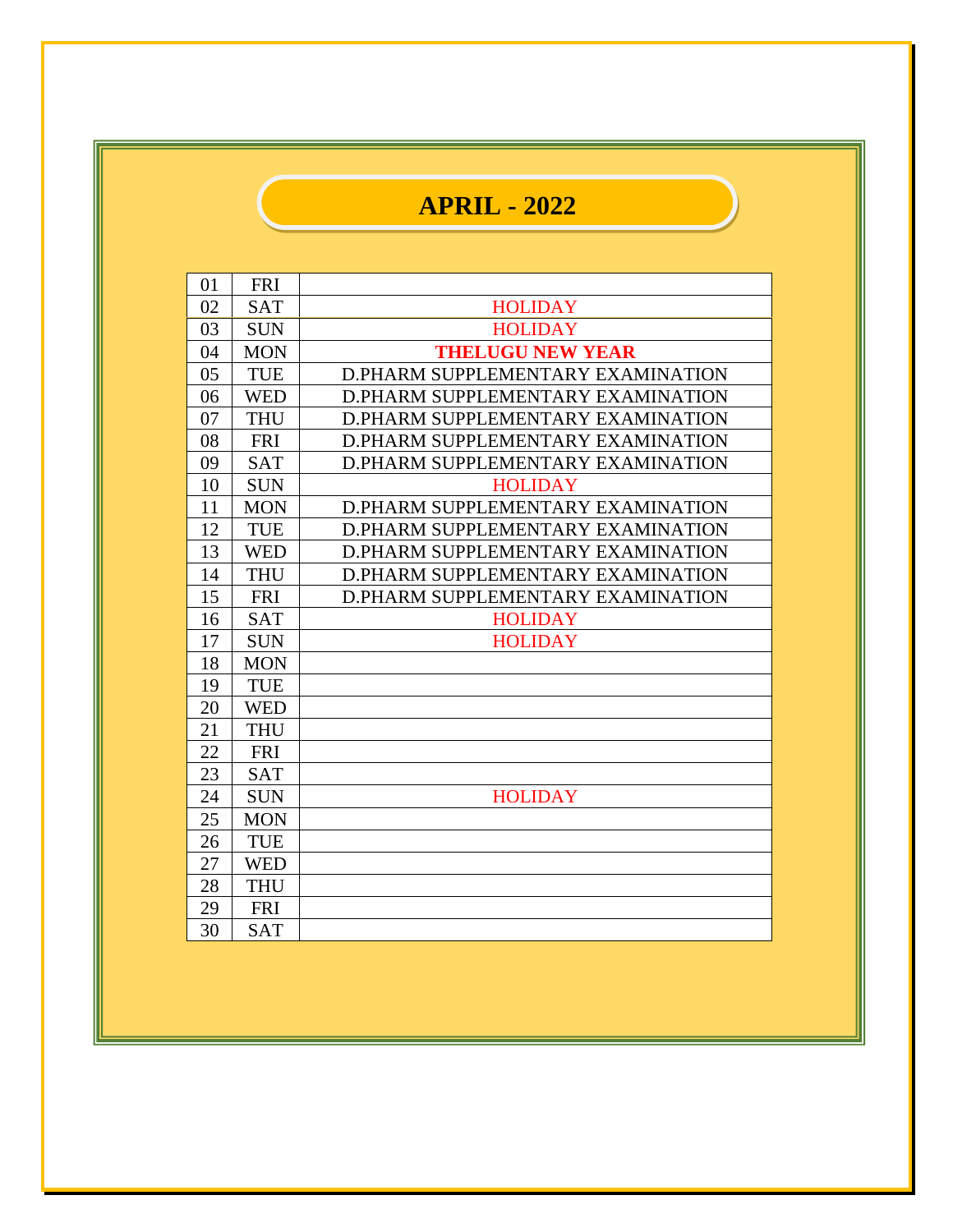# APRIL - 2022

| | | |
|---|---|---|
| 01 | FRI | |
| 02 | SAT | HOLIDAY |
| 03 | SUN | HOLIDAY |
| 04 | MON | **THELUGU NEW YEAR** |
| 05 | TUE | D.PHARM SUPPLEMENTARY EXAMINATION |
| 06 | WED | D.PHARM SUPPLEMENTARY EXAMINATION |
| 07 | THU | D.PHARM SUPPLEMENTARY EXAMINATION |
| 08 | FRI | D.PHARM SUPPLEMENTARY EXAMINATION |
| 09 | SAT | D.PHARM SUPPLEMENTARY EXAMINATION |
| 10 | SUN | HOLIDAY |
| 11 | MON | D.PHARM SUPPLEMENTARY EXAMINATION |
| 12 | TUE | D.PHARM SUPPLEMENTARY EXAMINATION |
| 13 | WED | D.PHARM SUPPLEMENTARY EXAMINATION |
| 14 | THU | D.PHARM SUPPLEMENTARY EXAMINATION |
| 15 | FRI | D.PHARM SUPPLEMENTARY EXAMINATION |
| 16 | SAT | HOLIDAY |
| 17 | SUN | HOLIDAY |
| 18 | MON | |
| 19 | TUE | |
| 20 | WED | |
| 21 | THU | |
| 22 | FRI | |
| 23 | SAT | |
| 24 | SUN | HOLIDAY |
| 25 | MON | |
| 26 | TUE | |
| 27 | WED | |
| 28 | THU | |
| 29 | FRI | |
| 30 | SAT | |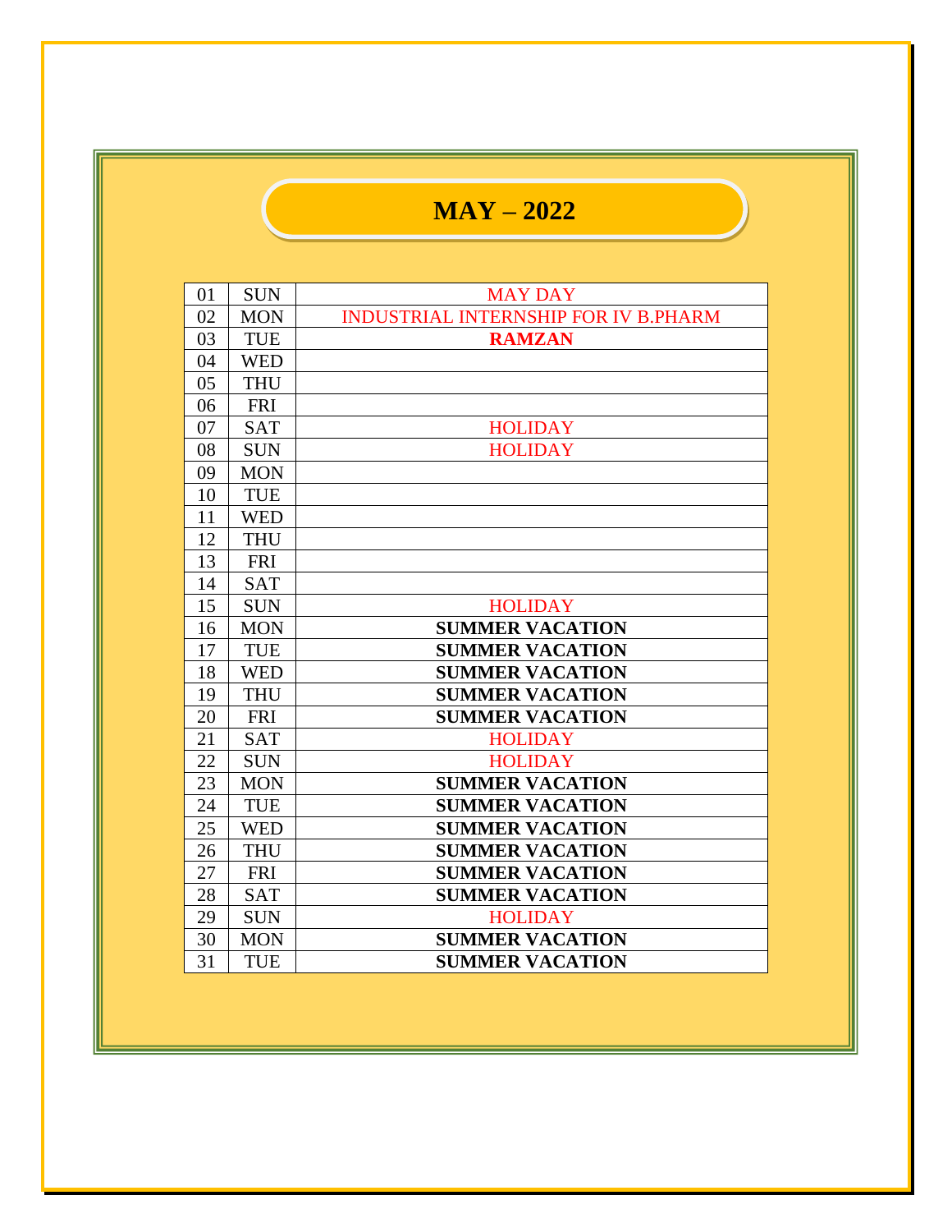# MAY – 2022

| | | |
|---|---|---|
| 01 | SUN | MAY DAY |
| 02 | MON | INDUSTRIAL INTERNSHIP FOR IV B.PHARM |
| 03 | TUE | **RAMZAN** |
| 04 | WED | |
| 05 | THU | |
| 06 | FRI | |
| 07 | SAT | HOLIDAY |
| 08 | SUN | HOLIDAY |
| 09 | MON | |
| 10 | TUE | |
| 11 | WED | |
| 12 | THU | |
| 13 | FRI | |
| 14 | SAT | |
| 15 | SUN | HOLIDAY |
| 16 | MON | **SUMMER VACATION** |
| 17 | TUE | **SUMMER VACATION** |
| 18 | WED | **SUMMER VACATION** |
| 19 | THU | **SUMMER VACATION** |
| 20 | FRI | **SUMMER VACATION** |
| 21 | SAT | HOLIDAY |
| 22 | SUN | HOLIDAY |
| 23 | MON | **SUMMER VACATION** |
| 24 | TUE | **SUMMER VACATION** |
| 25 | WED | **SUMMER VACATION** |
| 26 | THU | **SUMMER VACATION** |
| 27 | FRI | **SUMMER VACATION** |
| 28 | SAT | **SUMMER VACATION** |
| 29 | SUN | HOLIDAY |
| 30 | MON | **SUMMER VACATION** |
| 31 | TUE | **SUMMER VACATION** |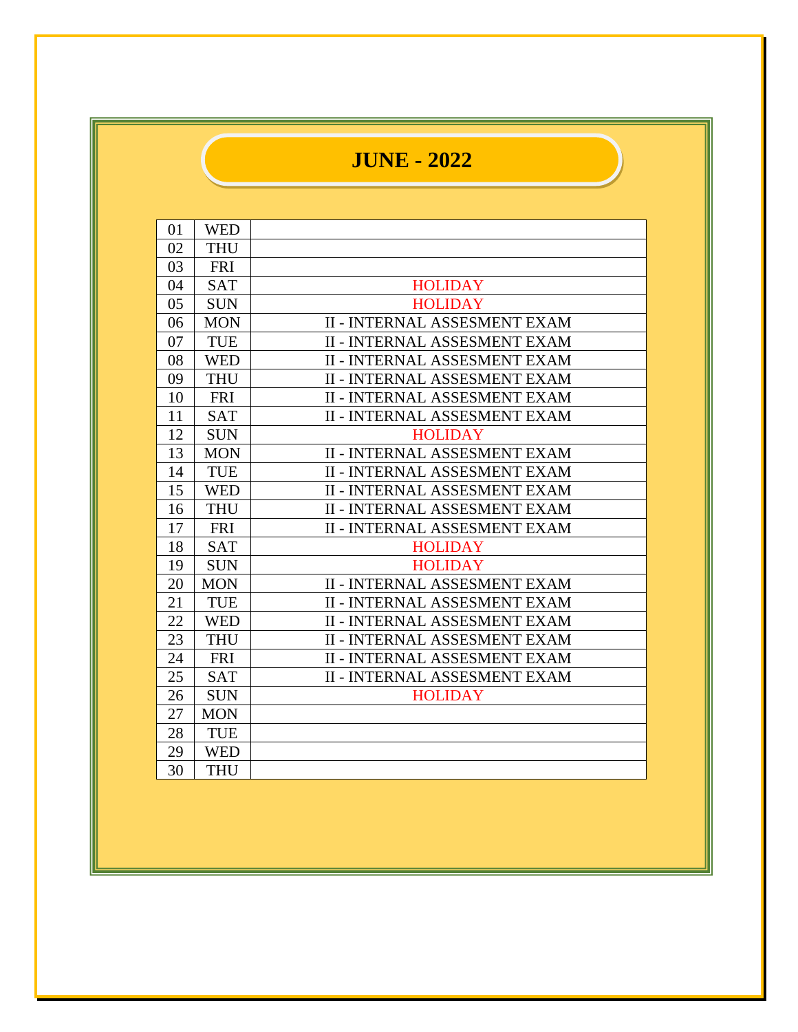# JUNE - 2022

| | | |
|---|---|---|
| 01 | WED | |
| 02 | THU | |
| 03 | FRI | |
| 04 | SAT | HOLIDAY |
| 05 | SUN | HOLIDAY |
| 06 | MON | II - INTERNAL ASSESMENT EXAM |
| 07 | TUE | II - INTERNAL ASSESMENT EXAM |
| 08 | WED | II - INTERNAL ASSESMENT EXAM |
| 09 | THU | II - INTERNAL ASSESMENT EXAM |
| 10 | FRI | II - INTERNAL ASSESMENT EXAM |
| 11 | SAT | II - INTERNAL ASSESMENT EXAM |
| 12 | SUN | HOLIDAY |
| 13 | MON | II - INTERNAL ASSESMENT EXAM |
| 14 | TUE | II - INTERNAL ASSESMENT EXAM |
| 15 | WED | II - INTERNAL ASSESMENT EXAM |
| 16 | THU | II - INTERNAL ASSESMENT EXAM |
| 17 | FRI | II - INTERNAL ASSESMENT EXAM |
| 18 | SAT | HOLIDAY |
| 19 | SUN | HOLIDAY |
| 20 | MON | II - INTERNAL ASSESMENT EXAM |
| 21 | TUE | II - INTERNAL ASSESMENT EXAM |
| 22 | WED | II - INTERNAL ASSESMENT EXAM |
| 23 | THU | II - INTERNAL ASSESMENT EXAM |
| 24 | FRI | II - INTERNAL ASSESMENT EXAM |
| 25 | SAT | II - INTERNAL ASSESMENT EXAM |
| 26 | SUN | HOLIDAY |
| 27 | MON | |
| 28 | TUE | |
| 29 | WED | |
| 30 | THU | |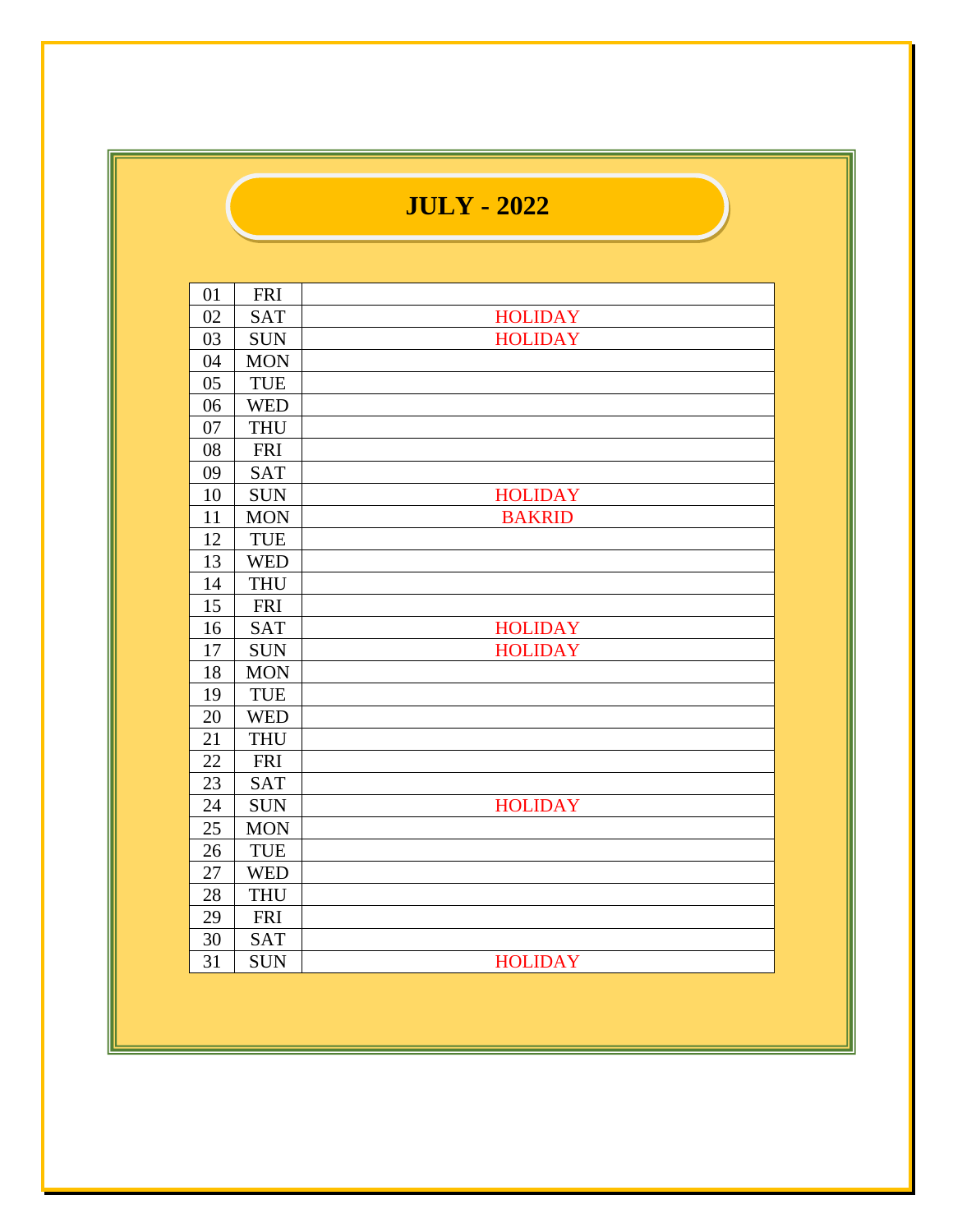# JULY - 2022

| | | |
|---|---|---|
| 01 | FRI | |
| 02 | SAT | HOLIDAY |
| 03 | SUN | HOLIDAY |
| 04 | MON | |
| 05 | TUE | |
| 06 | WED | |
| 07 | THU | |
| 08 | FRI | |
| 09 | SAT | |
| 10 | SUN | HOLIDAY |
| 11 | MON | BAKRID |
| 12 | TUE | |
| 13 | WED | |
| 14 | THU | |
| 15 | FRI | |
| 16 | SAT | HOLIDAY |
| 17 | SUN | HOLIDAY |
| 18 | MON | |
| 19 | TUE | |
| 20 | WED | |
| 21 | THU | |
| 22 | FRI | |
| 23 | SAT | |
| 24 | SUN | HOLIDAY |
| 25 | MON | |
| 26 | TUE | |
| 27 | WED | |
| 28 | THU | |
| 29 | FRI | |
| 30 | SAT | |
| 31 | SUN | HOLIDAY |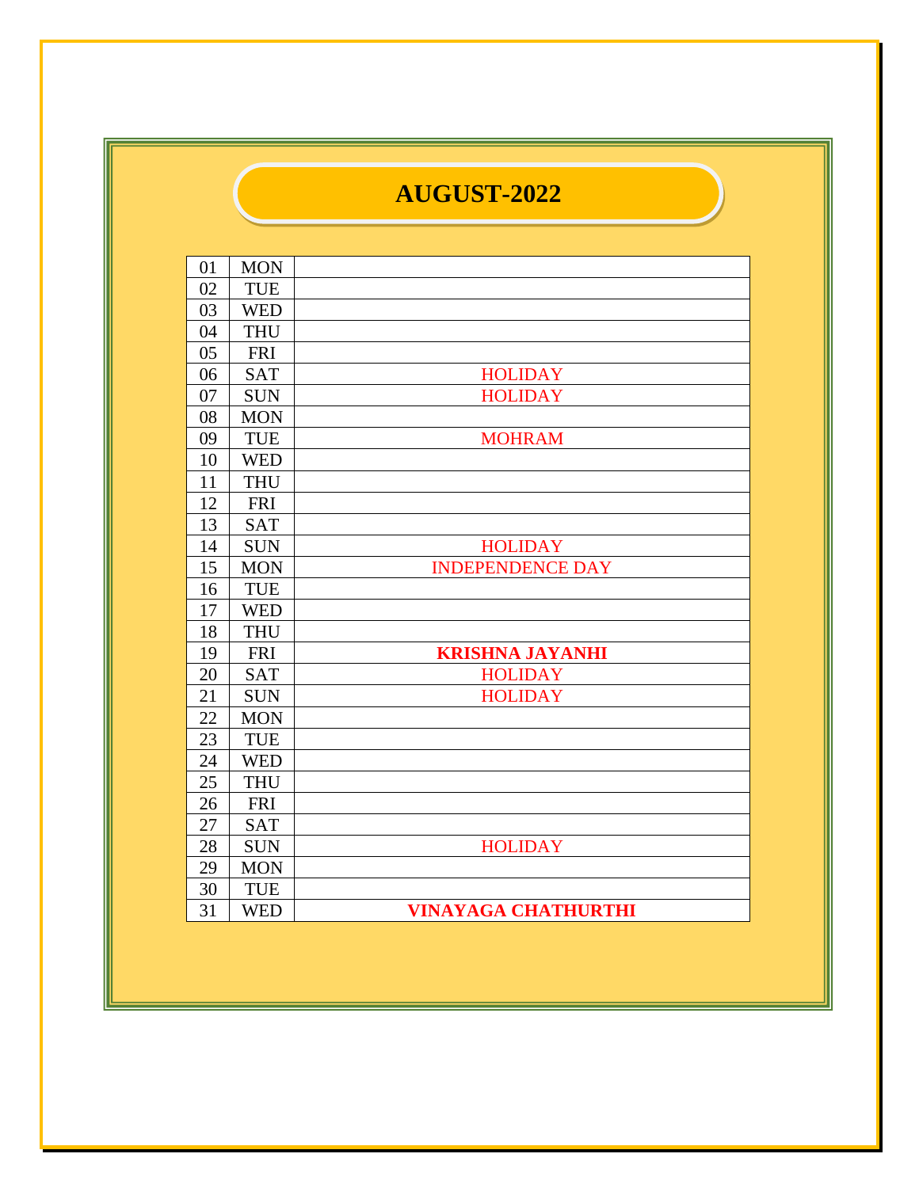# AUGUST-2022

| | | |
|---|---|---|
| 01 | MON | |
| 02 | TUE | |
| 03 | WED | |
| 04 | THU | |
| 05 | FRI | |
| 06 | SAT | HOLIDAY |
| 07 | SUN | HOLIDAY |
| 08 | MON | |
| 09 | TUE | MOHRAM |
| 10 | WED | |
| 11 | THU | |
| 12 | FRI | |
| 13 | SAT | |
| 14 | SUN | HOLIDAY |
| 15 | MON | INDEPENDENCE DAY |
| 16 | TUE | |
| 17 | WED | |
| 18 | THU | |
| 19 | FRI | **KRISHNA JAYANHI** |
| 20 | SAT | HOLIDAY |
| 21 | SUN | HOLIDAY |
| 22 | MON | |
| 23 | TUE | |
| 24 | WED | |
| 25 | THU | |
| 26 | FRI | |
| 27 | SAT | |
| 28 | SUN | HOLIDAY |
| 29 | MON | |
| 30 | TUE | |
| 31 | WED | **VINAYAGA CHATHURTHI** |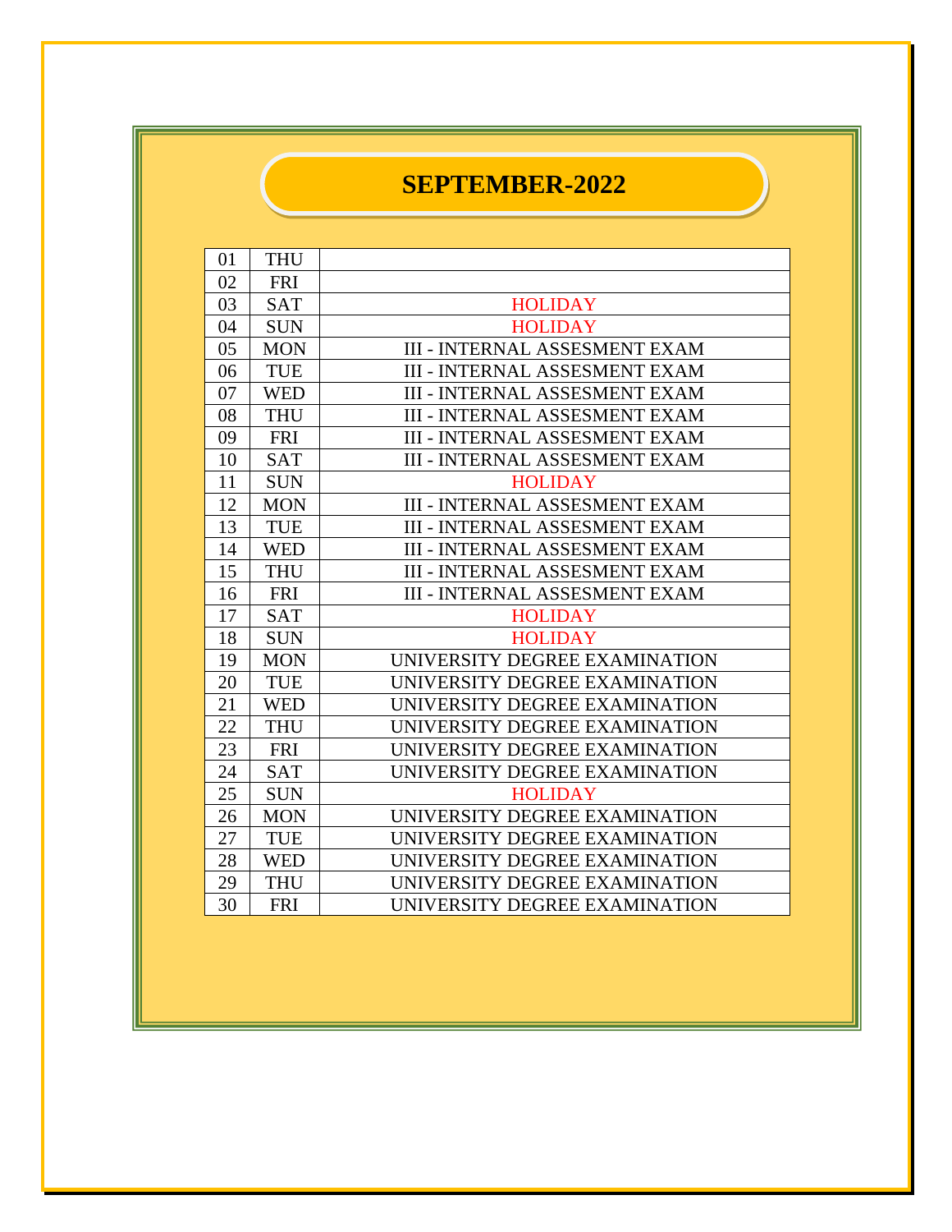# SEPTEMBER-2022

| | | |
|---|---|---|
| 01 | THU | |
| 02 | FRI | |
| 03 | SAT | HOLIDAY |
| 04 | SUN | HOLIDAY |
| 05 | MON | III - INTERNAL ASSESMENT EXAM |
| 06 | TUE | III - INTERNAL ASSESMENT EXAM |
| 07 | WED | III - INTERNAL ASSESMENT EXAM |
| 08 | THU | III - INTERNAL ASSESMENT EXAM |
| 09 | FRI | III - INTERNAL ASSESMENT EXAM |
| 10 | SAT | III - INTERNAL ASSESMENT EXAM |
| 11 | SUN | HOLIDAY |
| 12 | MON | III - INTERNAL ASSESMENT EXAM |
| 13 | TUE | III - INTERNAL ASSESMENT EXAM |
| 14 | WED | III - INTERNAL ASSESMENT EXAM |
| 15 | THU | III - INTERNAL ASSESMENT EXAM |
| 16 | FRI | III - INTERNAL ASSESMENT EXAM |
| 17 | SAT | HOLIDAY |
| 18 | SUN | HOLIDAY |
| 19 | MON | UNIVERSITY DEGREE EXAMINATION |
| 20 | TUE | UNIVERSITY DEGREE EXAMINATION |
| 21 | WED | UNIVERSITY DEGREE EXAMINATION |
| 22 | THU | UNIVERSITY DEGREE EXAMINATION |
| 23 | FRI | UNIVERSITY DEGREE EXAMINATION |
| 24 | SAT | UNIVERSITY DEGREE EXAMINATION |
| 25 | SUN | HOLIDAY |
| 26 | MON | UNIVERSITY DEGREE EXAMINATION |
| 27 | TUE | UNIVERSITY DEGREE EXAMINATION |
| 28 | WED | UNIVERSITY DEGREE EXAMINATION |
| 29 | THU | UNIVERSITY DEGREE EXAMINATION |
| 30 | FRI | UNIVERSITY DEGREE EXAMINATION |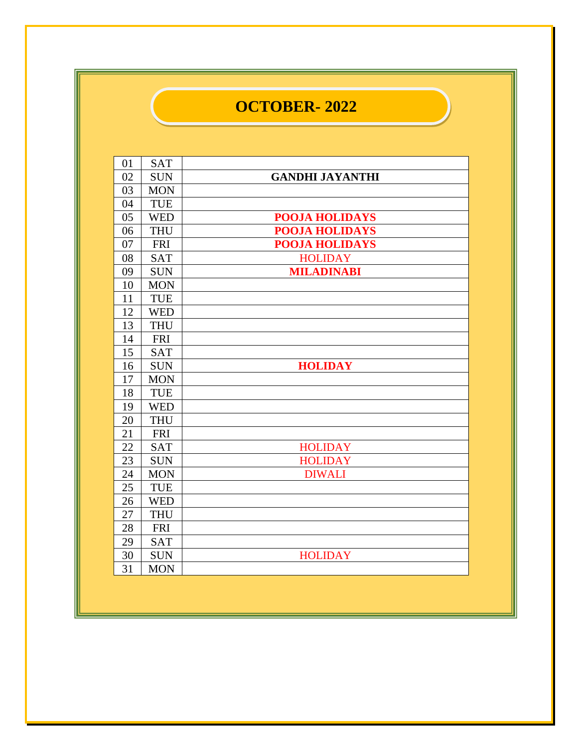# OCTOBER- 2022

| | | |
|---|---|---|
| 01 | SAT | |
| 02 | SUN | **GANDHI JAYANTHI** |
| 03 | MON | |
| 04 | TUE | |
| 05 | WED | **POOJA HOLIDAYS** |
| 06 | THU | **POOJA HOLIDAYS** |
| 07 | FRI | **POOJA HOLIDAYS** |
| 08 | SAT | HOLIDAY |
| 09 | SUN | **MILADINABI** |
| 10 | MON | |
| 11 | TUE | |
| 12 | WED | |
| 13 | THU | |
| 14 | FRI | |
| 15 | SAT | |
| 16 | SUN | **HOLIDAY** |
| 17 | MON | |
| 18 | TUE | |
| 19 | WED | |
| 20 | THU | |
| 21 | FRI | |
| 22 | SAT | HOLIDAY |
| 23 | SUN | HOLIDAY |
| 24 | MON | DIWALI |
| 25 | TUE | |
| 26 | WED | |
| 27 | THU | |
| 28 | FRI | |
| 29 | SAT | |
| 30 | SUN | HOLIDAY |
| 31 | MON | |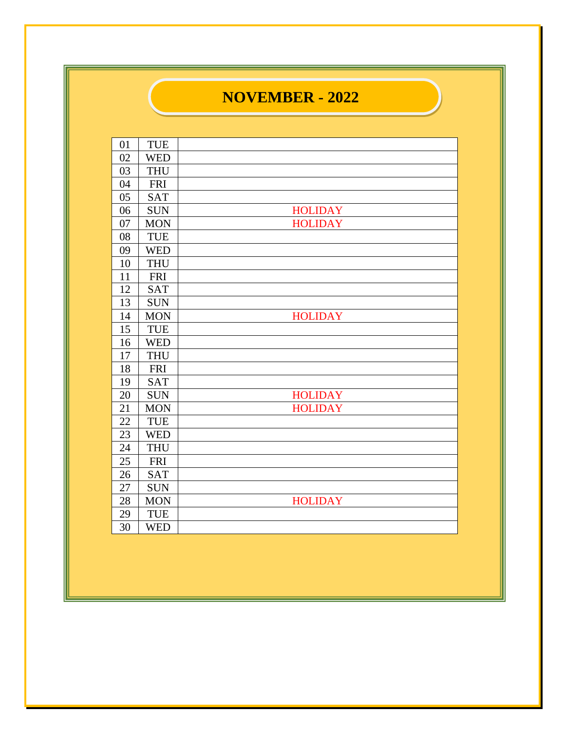# NOVEMBER - 2022

| | | |
|---|---|---|
| 01 | TUE | |
| 02 | WED | |
| 03 | THU | |
| 04 | FRI | |
| 05 | SAT | |
| 06 | SUN | HOLIDAY |
| 07 | MON | HOLIDAY |
| 08 | TUE | |
| 09 | WED | |
| 10 | THU | |
| 11 | FRI | |
| 12 | SAT | |
| 13 | SUN | |
| 14 | MON | HOLIDAY |
| 15 | TUE | |
| 16 | WED | |
| 17 | THU | |
| 18 | FRI | |
| 19 | SAT | |
| 20 | SUN | HOLIDAY |
| 21 | MON | HOLIDAY |
| 22 | TUE | |
| 23 | WED | |
| 24 | THU | |
| 25 | FRI | |
| 26 | SAT | |
| 27 | SUN | |
| 28 | MON | HOLIDAY |
| 29 | TUE | |
| 30 | WED | |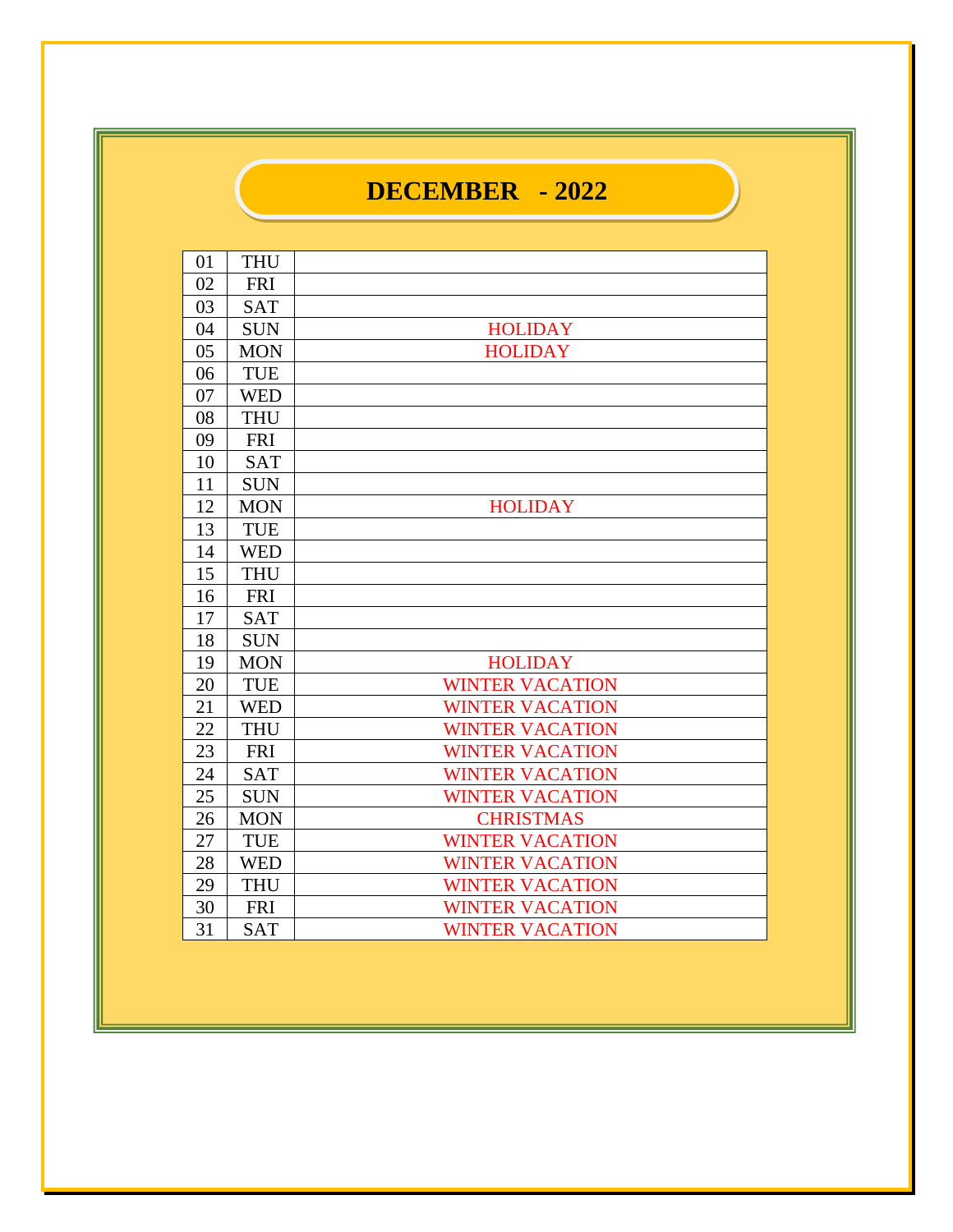# DECEMBER - 2022

| | | |
|---|---|---|
| 01 | THU | |
| 02 | FRI | |
| 03 | SAT | |
| 04 | SUN | HOLIDAY |
| 05 | MON | HOLIDAY |
| 06 | TUE | |
| 07 | WED | |
| 08 | THU | |
| 09 | FRI | |
| 10 | SAT | |
| 11 | SUN | |
| 12 | MON | HOLIDAY |
| 13 | TUE | |
| 14 | WED | |
| 15 | THU | |
| 16 | FRI | |
| 17 | SAT | |
| 18 | SUN | |
| 19 | MON | HOLIDAY |
| 20 | TUE | WINTER VACATION |
| 21 | WED | WINTER VACATION |
| 22 | THU | WINTER VACATION |
| 23 | FRI | WINTER VACATION |
| 24 | SAT | WINTER VACATION |
| 25 | SUN | WINTER VACATION |
| 26 | MON | CHRISTMAS |
| 27 | TUE | WINTER VACATION |
| 28 | WED | WINTER VACATION |
| 29 | THU | WINTER VACATION |
| 30 | FRI | WINTER VACATION |
| 31 | SAT | WINTER VACATION |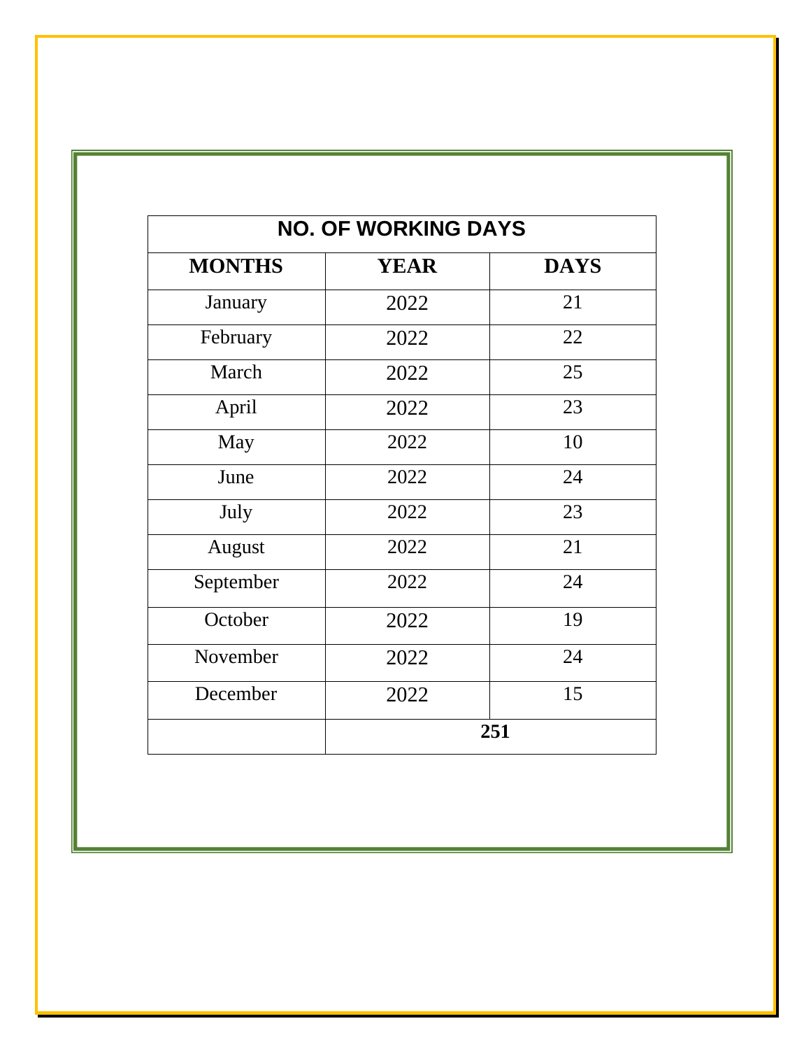| NO. OF WORKING DAYS | | |
|---|---|---|
| **MONTHS** | **YEAR** | **DAYS** |
| January | 2022 | 21 |
| February | 2022 | 22 |
| March | 2022 | 25 |
| April | 2022 | 23 |
| May | 2022 | 10 |
| June | 2022 | 24 |
| July | 2022 | 23 |
| August | 2022 | 21 |
| September | 2022 | 24 |
| October | 2022 | 19 |
| November | 2022 | 24 |
| December | 2022 | 15 |
| | **251** | |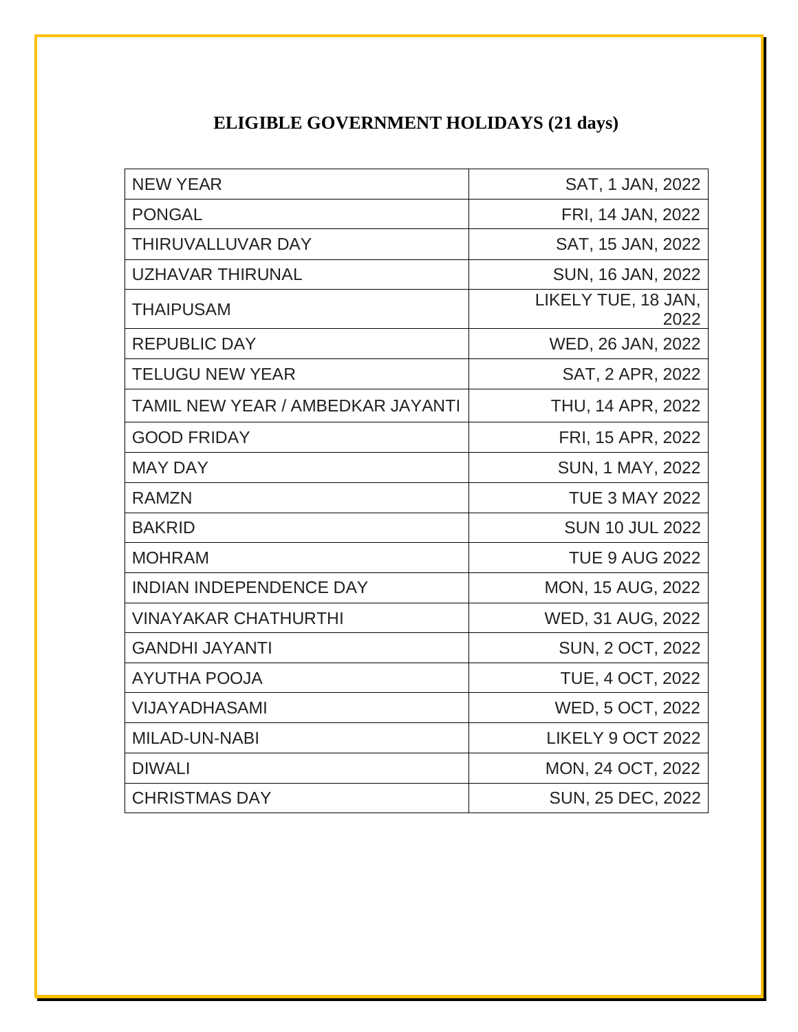# ELIGIBLE GOVERNMENT HOLIDAYS (21 days)

| | |
|---|---|
| NEW YEAR | SAT, 1 JAN, 2022 |
| PONGAL | FRI, 14 JAN, 2022 |
| THIRUVALLUVAR DAY | SAT, 15 JAN, 2022 |
| UZHAVAR THIRUNAL | SUN, 16 JAN, 2022 |
| THAIPUSAM | LIKELY TUE, 18 JAN, 2022 |
| REPUBLIC DAY | WED, 26 JAN, 2022 |
| TELUGU NEW YEAR | SAT, 2 APR, 2022 |
| TAMIL NEW YEAR / AMBEDKAR JAYANTI | THU, 14 APR, 2022 |
| GOOD FRIDAY | FRI, 15 APR, 2022 |
| MAY DAY | SUN, 1 MAY, 2022 |
| RAMZN | TUE 3 MAY 2022 |
| BAKRID | SUN 10 JUL 2022 |
| MOHRAM | TUE 9 AUG 2022 |
| INDIAN INDEPENDENCE DAY | MON, 15 AUG, 2022 |
| VINAYAKAR CHATHURTHI | WED, 31 AUG, 2022 |
| GANDHI JAYANTI | SUN, 2 OCT, 2022 |
| AYUTHA POOJA | TUE, 4 OCT, 2022 |
| VIJAYADHASAMI | WED, 5 OCT, 2022 |
| MILAD-UN-NABI | LIKELY 9 OCT 2022 |
| DIWALI | MON, 24 OCT, 2022 |
| CHRISTMAS DAY | SUN, 25 DEC, 2022 |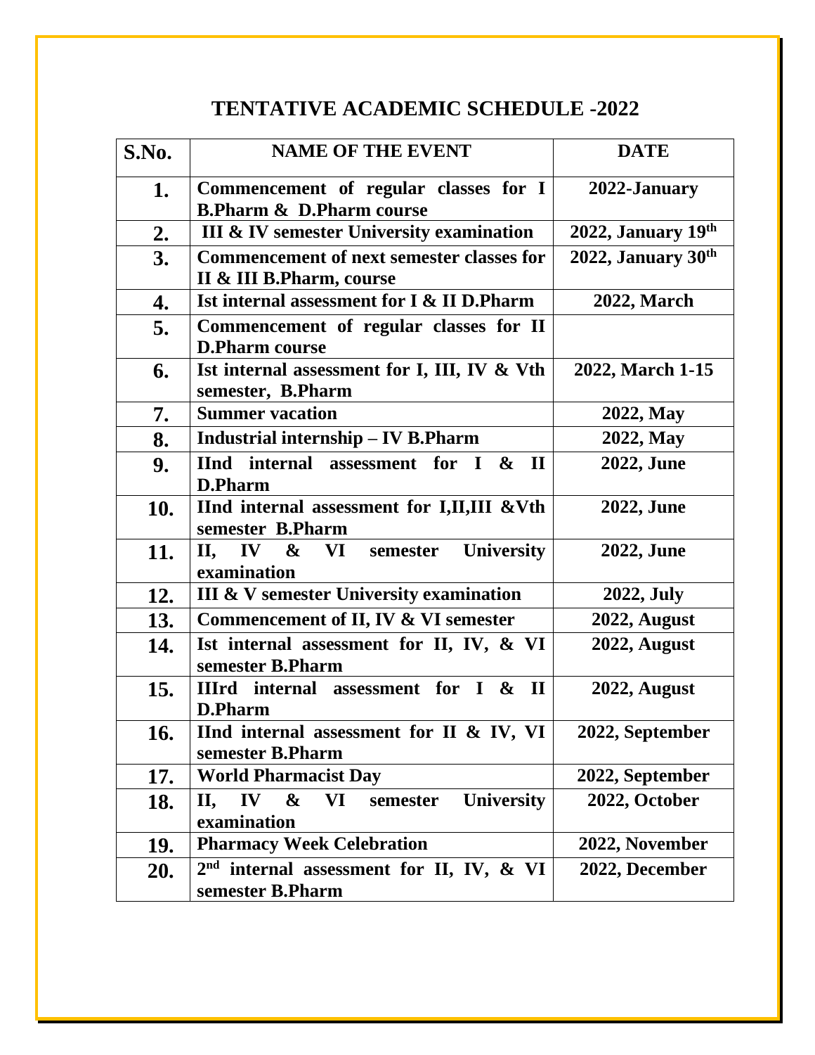# TENTATIVE ACADEMIC SCHEDULE -2022

| S.No. | NAME OF THE EVENT | DATE |
|---|---|---|
| 1. | Commencement of regular classes for I B.Pharm & D.Pharm course | 2022-January |
| 2. | III & IV semester University examination | 2022, January 19th |
| 3. | Commencement of next semester classes for II & III B.Pharm, course | 2022, January 30th |
| 4. | Ist internal assessment for I & II D.Pharm | 2022, March |
| 5. | Commencement of regular classes for II D.Pharm course | |
| 6. | Ist internal assessment for I, III, IV & Vth semester, B.Pharm | 2022, March 1-15 |
| 7. | Summer vacation | 2022, May |
| 8. | Industrial internship – IV B.Pharm | 2022, May |
| 9. | IInd internal assessment for I & II D.Pharm | 2022, June |
| 10. | IInd internal assessment for I,II,III &Vth semester B.Pharm | 2022, June |
| 11. | II, IV & VI semester University examination | 2022, June |
| 12. | III & V semester University examination | 2022, July |
| 13. | Commencement of II, IV & VI semester | 2022, August |
| 14. | Ist internal assessment for II, IV, & VI semester B.Pharm | 2022, August |
| 15. | IIIrd internal assessment for I & II D.Pharm | 2022, August |
| 16. | IInd internal assessment for II & IV, VI semester B.Pharm | 2022, September |
| 17. | World Pharmacist Day | 2022, September |
| 18. | II, IV & VI semester University examination | 2022, October |
| 19. | Pharmacy Week Celebration | 2022, November |
| 20. | 2nd internal assessment for II, IV, & VI semester B.Pharm | 2022, December |